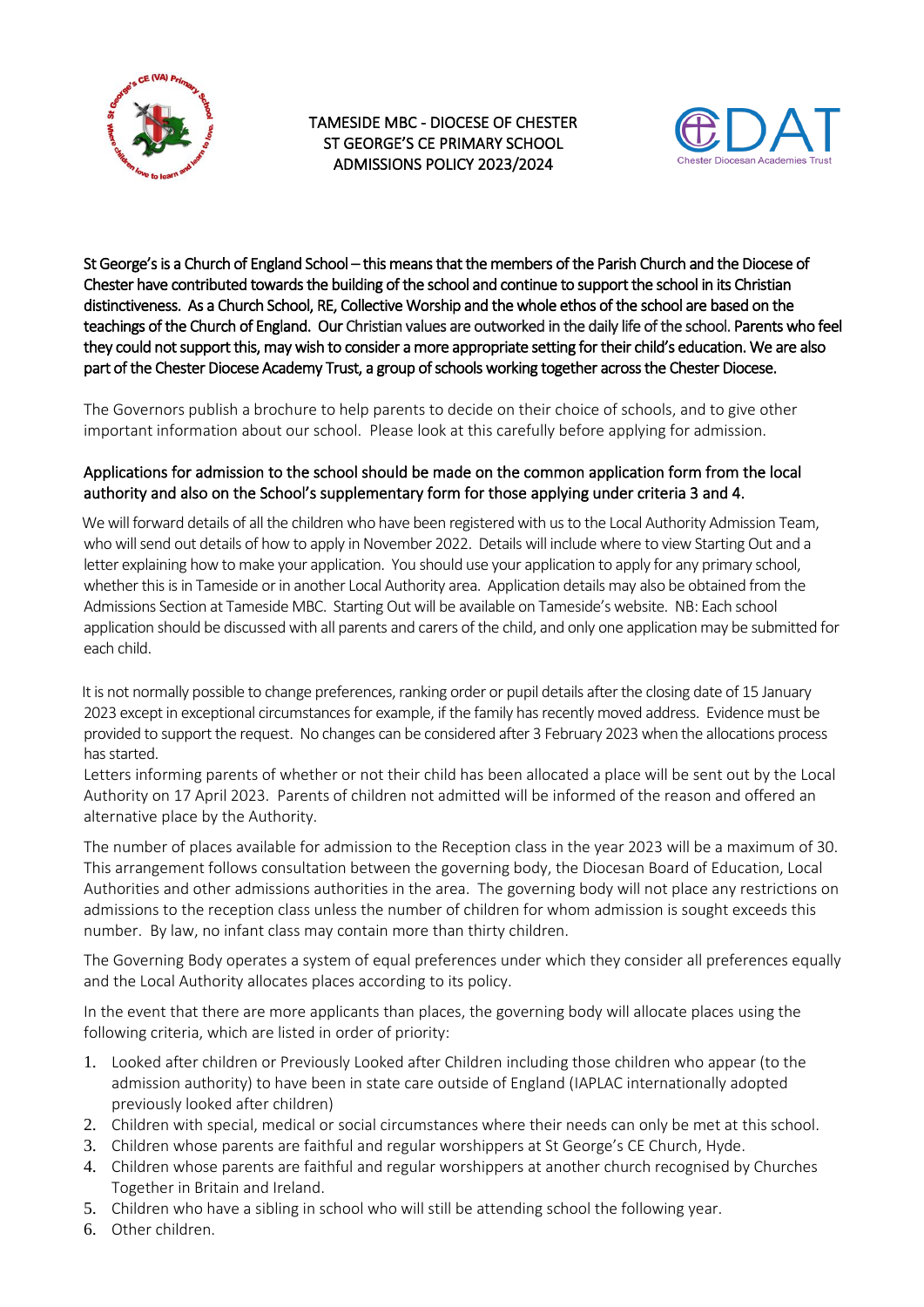# TAMESIDE MBC - DIOCESE OF CHESTER
# ST GEORGE'S CE PRIMARY SCHOOL
# ADMISSIONS POLICY 2023/2024

St George's is a Church of England School – this means that the members of the Parish Church and the Diocese of Chester have contributed towards the building of the school and continue to support the school in its Christian distinctiveness. As a Church School, RE, Collective Worship and the whole ethos of the school are based on the teachings of the Church of England. Our Christian values are outworked in the daily life of the school. Parents who feel they could not support this, may wish to consider a more appropriate setting for their child's education. We are also part of the Chester Diocese Academy Trust, a group of schools working together across the Chester Diocese.

The Governors publish a brochure to help parents to decide on their choice of schools, and to give other important information about our school. Please look at this carefully before applying for admission.

Applications for admission to the school should be made on the common application form from the local authority and also on the School's supplementary form for those applying under criteria 3 and 4.

We will forward details of all the children who have been registered with us to the Local Authority Admission Team, who will send out details of how to apply in November 2022. Details will include where to view Starting Out and a letter explaining how to make your application. You should use your application to apply for any primary school, whether this is in Tameside or in another Local Authority area. Application details may also be obtained from the Admissions Section at Tameside MBC. Starting Out will be available on Tameside's website. NB: Each school application should be discussed with all parents and carers of the child, and only one application may be submitted for each child.

It is not normally possible to change preferences, ranking order or pupil details after the closing date of 15 January 2023 except in exceptional circumstances for example, if the family has recently moved address. Evidence must be provided to support the request. No changes can be considered after 3 February 2023 when the allocations process has started.
Letters informing parents of whether or not their child has been allocated a place will be sent out by the Local Authority on 17 April 2023. Parents of children not admitted will be informed of the reason and offered an alternative place by the Authority.

The number of places available for admission to the Reception class in the year 2023 will be a maximum of 30. This arrangement follows consultation between the governing body, the Diocesan Board of Education, Local Authorities and other admissions authorities in the area. The governing body will not place any restrictions on admissions to the reception class unless the number of children for whom admission is sought exceeds this number. By law, no infant class may contain more than thirty children.

The Governing Body operates a system of equal preferences under which they consider all preferences equally and the Local Authority allocates places according to its policy.

In the event that there are more applicants than places, the governing body will allocate places using the following criteria, which are listed in order of priority:

1. Looked after children or Previously Looked after Children including those children who appear (to the admission authority) to have been in state care outside of England (IAPLAC internationally adopted previously looked after children)
2. Children with special, medical or social circumstances where their needs can only be met at this school.
3. Children whose parents are faithful and regular worshippers at St George's CE Church, Hyde.
4. Children whose parents are faithful and regular worshippers at another church recognised by Churches Together in Britain and Ireland.
5. Children who have a sibling in school who will still be attending school the following year.
6. Other children.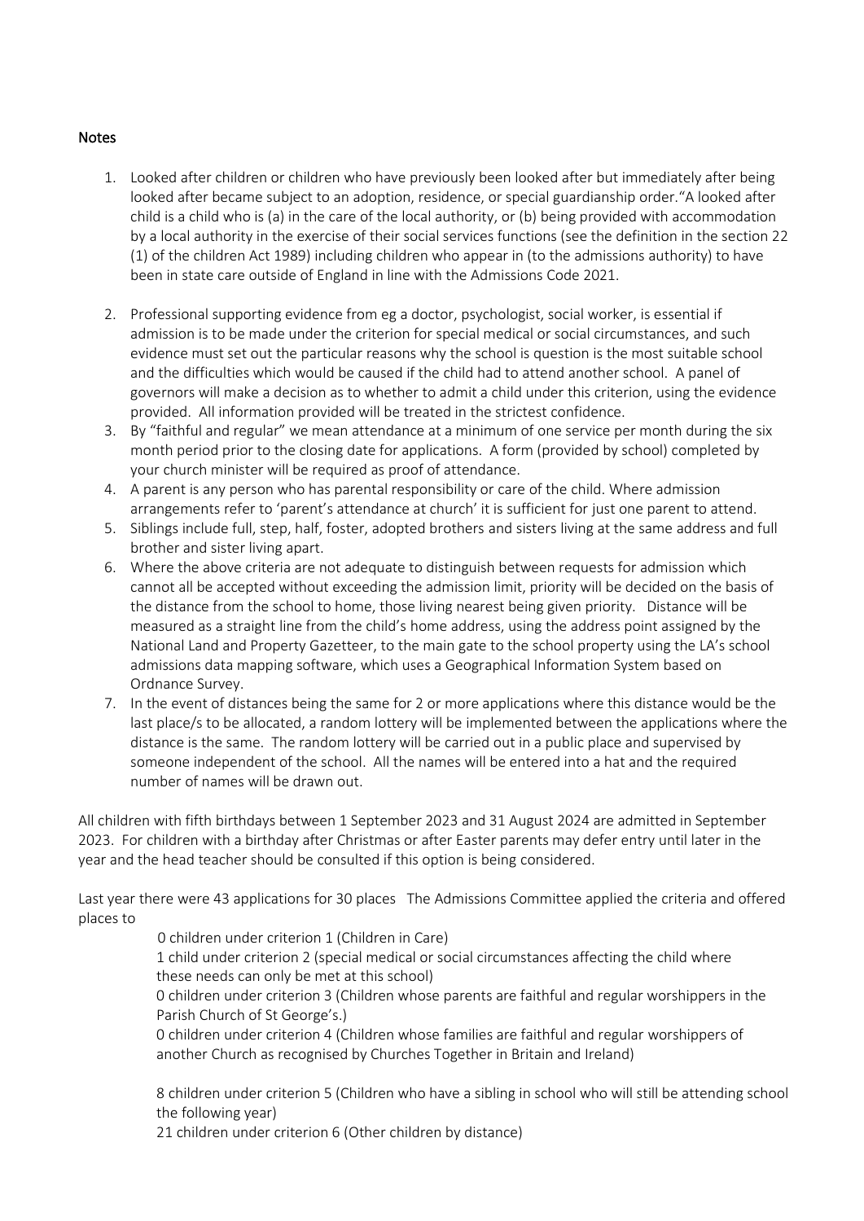## Notes

1. Looked after children or children who have previously been looked after but immediately after being looked after became subject to an adoption, residence, or special guardianship order."A looked after child is a child who is (a) in the care of the local authority, or (b) being provided with accommodation by a local authority in the exercise of their social services functions (see the definition in the section 22 (1) of the children Act 1989) including children who appear in (to the admissions authority) to have been in state care outside of England in line with the Admissions Code 2021.
2. Professional supporting evidence from eg a doctor, psychologist, social worker, is essential if admission is to be made under the criterion for special medical or social circumstances, and such evidence must set out the particular reasons why the school is question is the most suitable school and the difficulties which would be caused if the child had to attend another school. A panel of governors will make a decision as to whether to admit a child under this criterion, using the evidence provided. All information provided will be treated in the strictest confidence.
3. By "faithful and regular" we mean attendance at a minimum of one service per month during the six month period prior to the closing date for applications. A form (provided by school) completed by your church minister will be required as proof of attendance.
4. A parent is any person who has parental responsibility or care of the child. Where admission arrangements refer to 'parent's attendance at church' it is sufficient for just one parent to attend.
5. Siblings include full, step, half, foster, adopted brothers and sisters living at the same address and full brother and sister living apart.
6. Where the above criteria are not adequate to distinguish between requests for admission which cannot all be accepted without exceeding the admission limit, priority will be decided on the basis of the distance from the school to home, those living nearest being given priority. Distance will be measured as a straight line from the child's home address, using the address point assigned by the National Land and Property Gazetteer, to the main gate to the school property using the LA's school admissions data mapping software, which uses a Geographical Information System based on Ordnance Survey.
7. In the event of distances being the same for 2 or more applications where this distance would be the last place/s to be allocated, a random lottery will be implemented between the applications where the distance is the same. The random lottery will be carried out in a public place and supervised by someone independent of the school. All the names will be entered into a hat and the required number of names will be drawn out.

All children with fifth birthdays between 1 September 2023 and 31 August 2024 are admitted in September 2023. For children with a birthday after Christmas or after Easter parents may defer entry until later in the year and the head teacher should be consulted if this option is being considered.

Last year there were 43 applications for 30 places The Admissions Committee applied the criteria and offered places to

- 0 children under criterion 1 (Children in Care)
- 1 child under criterion 2 (special medical or social circumstances affecting the child where these needs can only be met at this school)
- 0 children under criterion 3 (Children whose parents are faithful and regular worshippers in the Parish Church of St George's.)
- 0 children under criterion 4 (Children whose families are faithful and regular worshippers of another Church as recognised by Churches Together in Britain and Ireland)
- 8 children under criterion 5 (Children who have a sibling in school who will still be attending school the following year)
- 21 children under criterion 6 (Other children by distance)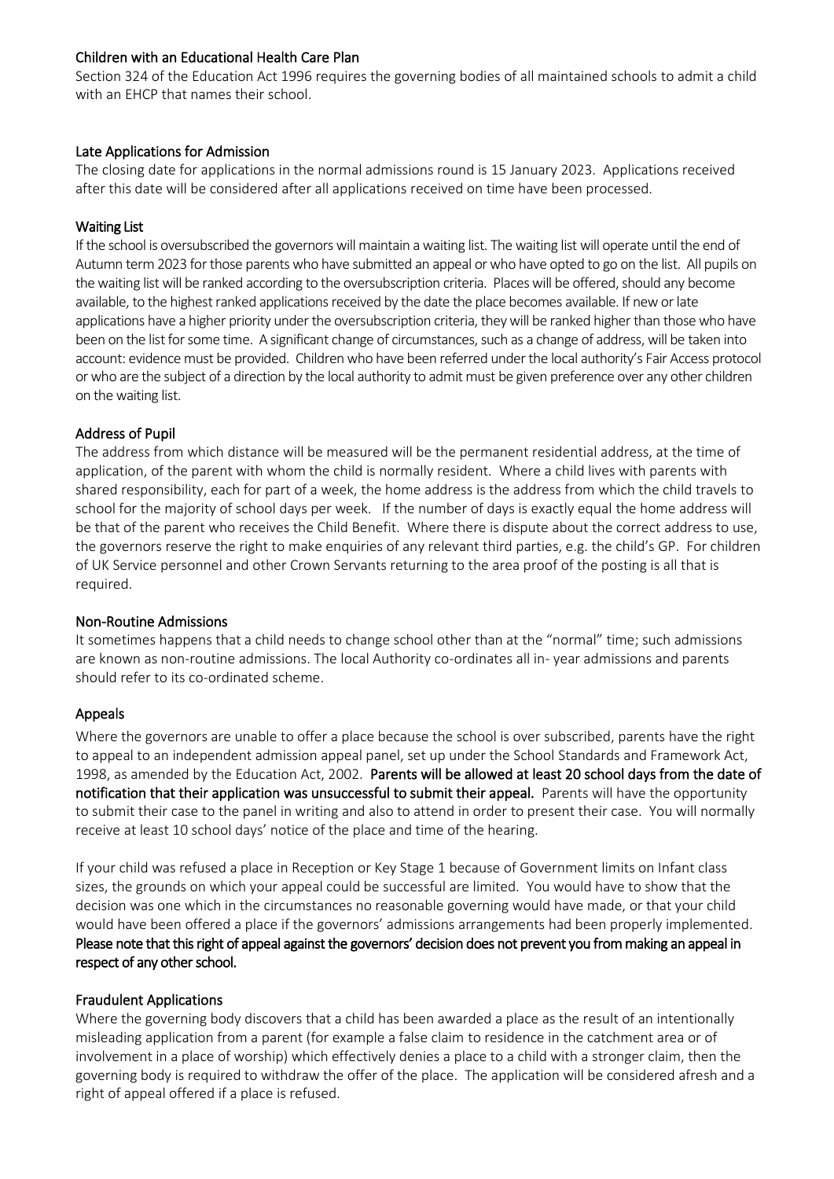### Children with an Educational Health Care Plan

Section 324 of the Education Act 1996 requires the governing bodies of all maintained schools to admit a child with an EHCP that names their school.

### Late Applications for Admission

The closing date for applications in the normal admissions round is 15 January 2023. Applications received after this date will be considered after all applications received on time have been processed.

### Waiting List

If the school is oversubscribed the governors will maintain a waiting list. The waiting list will operate until the end of Autumn term 2023 for those parents who have submitted an appeal or who have opted to go on the list. All pupils on the waiting list will be ranked according to the oversubscription criteria. Places will be offered, should any become available, to the highest ranked applications received by the date the place becomes available. If new or late applications have a higher priority under the oversubscription criteria, they will be ranked higher than those who have been on the list for some time. A significant change of circumstances, such as a change of address, will be taken into account: evidence must be provided. Children who have been referred under the local authority's Fair Access protocol or who are the subject of a direction by the local authority to admit must be given preference over any other children on the waiting list.

### Address of Pupil

The address from which distance will be measured will be the permanent residential address, at the time of application, of the parent with whom the child is normally resident. Where a child lives with parents with shared responsibility, each for part of a week, the home address is the address from which the child travels to school for the majority of school days per week. If the number of days is exactly equal the home address will be that of the parent who receives the Child Benefit. Where there is dispute about the correct address to use, the governors reserve the right to make enquiries of any relevant third parties, e.g. the child's GP. For children of UK Service personnel and other Crown Servants returning to the area proof of the posting is all that is required.

### Non-Routine Admissions

It sometimes happens that a child needs to change school other than at the "normal" time; such admissions are known as non-routine admissions. The local Authority co-ordinates all in- year admissions and parents should refer to its co-ordinated scheme.

### Appeals

Where the governors are unable to offer a place because the school is over subscribed, parents have the right to appeal to an independent admission appeal panel, set up under the School Standards and Framework Act, 1998, as amended by the Education Act, 2002. **Parents will be allowed at least 20 school days from the date of notification that their application was unsuccessful to submit their appeal.** Parents will have the opportunity to submit their case to the panel in writing and also to attend in order to present their case. You will normally receive at least 10 school days' notice of the place and time of the hearing.

If your child was refused a place in Reception or Key Stage 1 because of Government limits on Infant class sizes, the grounds on which your appeal could be successful are limited. You would have to show that the decision was one which in the circumstances no reasonable governing would have made, or that your child would have been offered a place if the governors' admissions arrangements had been properly implemented. **Please note that this right of appeal against the governors' decision does not prevent you from making an appeal in respect of any other school.**

### Fraudulent Applications

Where the governing body discovers that a child has been awarded a place as the result of an intentionally misleading application from a parent (for example a false claim to residence in the catchment area or of involvement in a place of worship) which effectively denies a place to a child with a stronger claim, then the governing body is required to withdraw the offer of the place. The application will be considered afresh and a right of appeal offered if a place is refused.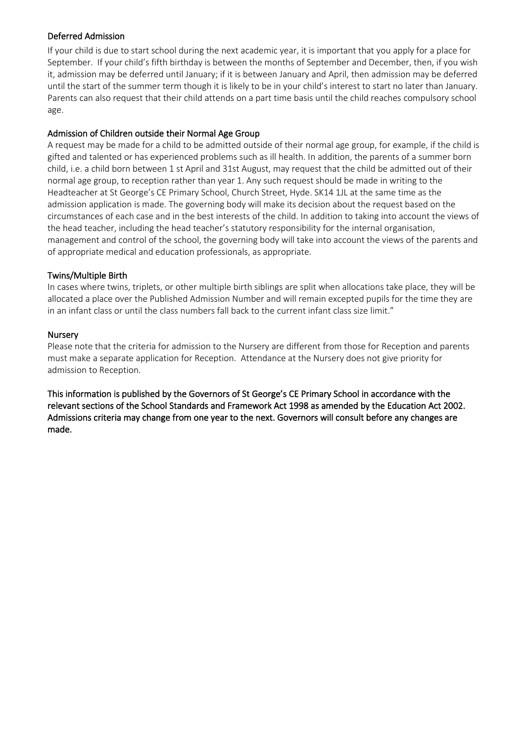### Deferred Admission

If your child is due to start school during the next academic year, it is important that you apply for a place for September. If your child's fifth birthday is between the months of September and December, then, if you wish it, admission may be deferred until January; if it is between January and April, then admission may be deferred until the start of the summer term though it is likely to be in your child's interest to start no later than January. Parents can also request that their child attends on a part time basis until the child reaches compulsory school age.

### Admission of Children outside their Normal Age Group

A request may be made for a child to be admitted outside of their normal age group, for example, if the child is gifted and talented or has experienced problems such as ill health. In addition, the parents of a summer born child, i.e. a child born between 1 st April and 31st August, may request that the child be admitted out of their normal age group, to reception rather than year 1. Any such request should be made in writing to the Headteacher at St George's CE Primary School, Church Street, Hyde. SK14 1JL at the same time as the admission application is made. The governing body will make its decision about the request based on the circumstances of each case and in the best interests of the child. In addition to taking into account the views of the head teacher, including the head teacher's statutory responsibility for the internal organisation, management and control of the school, the governing body will take into account the views of the parents and of appropriate medical and education professionals, as appropriate.

### Twins/Multiple Birth

In cases where twins, triplets, or other multiple birth siblings are split when allocations take place, they will be allocated a place over the Published Admission Number and will remain excepted pupils for the time they are in an infant class or until the class numbers fall back to the current infant class size limit."

### Nursery

Please note that the criteria for admission to the Nursery are different from those for Reception and parents must make a separate application for Reception. Attendance at the Nursery does not give priority for admission to Reception.

**This information is published by the Governors of St George's CE Primary School in accordance with the relevant sections of the School Standards and Framework Act 1998 as amended by the Education Act 2002. Admissions criteria may change from one year to the next. Governors will consult before any changes are made.**